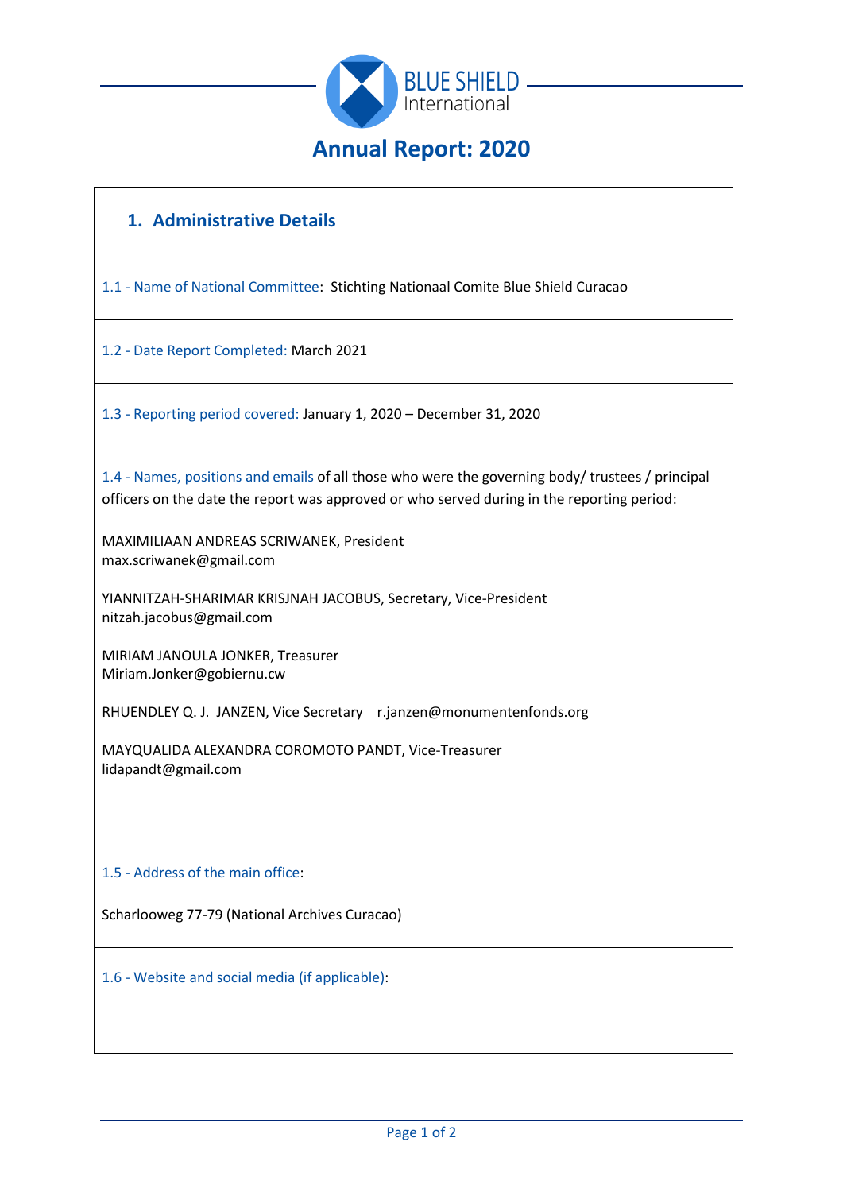BLUE SHIELD International

# Annual Report: 2020

## 1. Administrative Details

1.1 - Name of National Committee: Stichting Nationaal Comite Blue Shield Curacao

1.2 - Date Report Completed: March 2021

1.3 - Reporting period covered: January 1, 2020 – December 31, 2020

1.4 - Names, positions and emails of all those who were the governing body/ trustees / principal officers on the date the report was approved or who served during in the reporting period:

MAXIMILIAAN ANDREAS SCRIWANEK, President
max.scriwanek@gmail.com

YIANNITZAH-SHARIMAR KRISJNAH JACOBUS, Secretary, Vice-President
nitzah.jacobus@gmail.com

MIRIAM JANOULA JONKER, Treasurer
Miriam.Jonker@gobiernu.cw

RHUENDLEY Q. J. JANZEN, Vice Secretary r.janzen@monumentenfonds.org

MAYQUALIDA ALEXANDRA COROMOTO PANDT, Vice-Treasurer
lidapandt@gmail.com

1.5 - Address of the main office:

Scharlooweg 77-79 (National Archives Curacao)

1.6 - Website and social media (if applicable):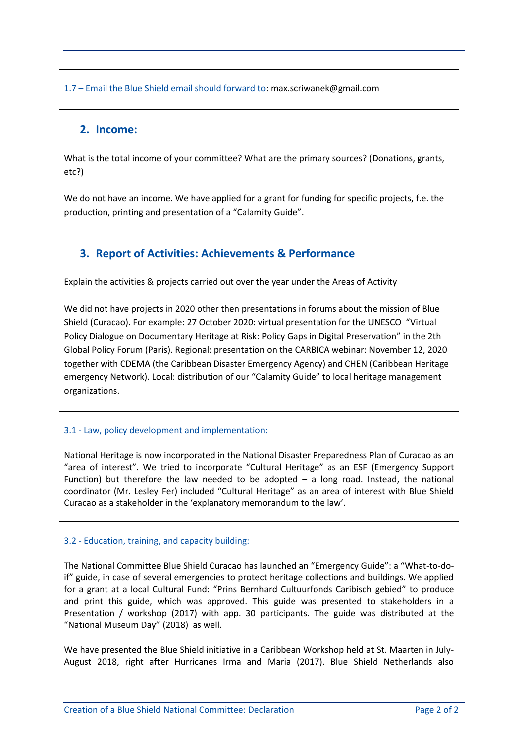1.7 – Email the Blue Shield email should forward to: max.scriwanek@gmail.com

## 2. Income:

What is the total income of your committee? What are the primary sources? (Donations, grants, etc?)

We do not have an income. We have applied for a grant for funding for specific projects, f.e. the production, printing and presentation of a "Calamity Guide".

## 3. Report of Activities: Achievements & Performance

Explain the activities & projects carried out over the year under the Areas of Activity

We did not have projects in 2020 other then presentations in forums about the mission of Blue Shield (Curacao). For example: 27 October 2020: virtual presentation for the UNESCO "Virtual Policy Dialogue on Documentary Heritage at Risk: Policy Gaps in Digital Preservation" in the 2th Global Policy Forum (Paris). Regional: presentation on the CARBICA webinar: November 12, 2020 together with CDEMA (the Caribbean Disaster Emergency Agency) and CHEN (Caribbean Heritage emergency Network). Local: distribution of our "Calamity Guide" to local heritage management organizations.

### 3.1 - Law, policy development and implementation:

National Heritage is now incorporated in the National Disaster Preparedness Plan of Curacao as an "area of interest". We tried to incorporate "Cultural Heritage" as an ESF (Emergency Support Function) but therefore the law needed to be adopted – a long road. Instead, the national coordinator (Mr. Lesley Fer) included "Cultural Heritage" as an area of interest with Blue Shield Curacao as a stakeholder in the 'explanatory memorandum to the law'.

### 3.2 - Education, training, and capacity building:

The National Committee Blue Shield Curacao has launched an "Emergency Guide": a "What-to-do-if" guide, in case of several emergencies to protect heritage collections and buildings. We applied for a grant at a local Cultural Fund: "Prins Bernhard Cultuurfonds Caribisch gebied" to produce and print this guide, which was approved. This guide was presented to stakeholders in a Presentation / workshop (2017) with app. 30 participants. The guide was distributed at the "National Museum Day" (2018) as well.

We have presented the Blue Shield initiative in a Caribbean Workshop held at St. Maarten in July-August 2018, right after Hurricanes Irma and Maria (2017). Blue Shield Netherlands also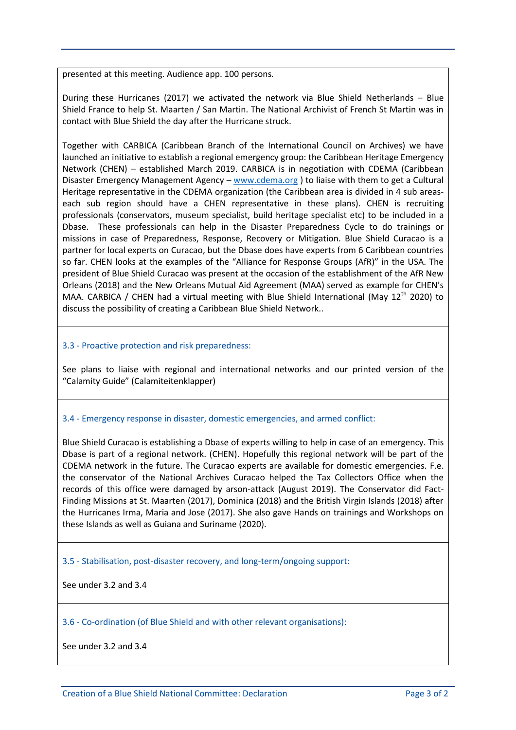presented at this meeting. Audience app. 100 persons.

During these Hurricanes (2017) we activated the network via Blue Shield Netherlands – Blue Shield France to help St. Maarten / San Martin. The National Archivist of French St Martin was in contact with Blue Shield the day after the Hurricane struck.

Together with CARBICA (Caribbean Branch of the International Council on Archives) we have launched an initiative to establish a regional emergency group: the Caribbean Heritage Emergency Network (CHEN) – established March 2019. CARBICA is in negotiation with CDEMA (Caribbean Disaster Emergency Management Agency – [www.cdema.org](http://www.cdema.org) ) to liaise with them to get a Cultural Heritage representative in the CDEMA organization (the Caribbean area is divided in 4 sub areas- each sub region should have a CHEN representative in these plans). CHEN is recruiting professionals (conservators, museum specialist, build heritage specialist etc) to be included in a Dbase. These professionals can help in the Disaster Preparedness Cycle to do trainings or missions in case of Preparedness, Response, Recovery or Mitigation. Blue Shield Curacao is a partner for local experts on Curacao, but the Dbase does have experts from 6 Caribbean countries so far. CHEN looks at the examples of the "Alliance for Response Groups (AfR)" in the USA. The president of Blue Shield Curacao was present at the occasion of the establishment of the AfR New Orleans (2018) and the New Orleans Mutual Aid Agreement (MAA) served as example for CHEN's MAA. CARBICA / CHEN had a virtual meeting with Blue Shield International (May 12th 2020) to discuss the possibility of creating a Caribbean Blue Shield Network..

### 3.3 - Proactive protection and risk preparedness:

See plans to liaise with regional and international networks and our printed version of the "Calamity Guide" (Calamiteitenklapper)

### 3.4 - Emergency response in disaster, domestic emergencies, and armed conflict:

Blue Shield Curacao is establishing a Dbase of experts willing to help in case of an emergency. This Dbase is part of a regional network. (CHEN). Hopefully this regional network will be part of the CDEMA network in the future. The Curacao experts are available for domestic emergencies. F.e. the conservator of the National Archives Curacao helped the Tax Collectors Office when the records of this office were damaged by arson-attack (August 2019). The Conservator did Fact-Finding Missions at St. Maarten (2017), Dominica (2018) and the British Virgin Islands (2018) after the Hurricanes Irma, Maria and Jose (2017). She also gave Hands on trainings and Workshops on these Islands as well as Guiana and Suriname (2020).

### 3.5 - Stabilisation, post-disaster recovery, and long-term/ongoing support:

See under 3.2 and 3.4

### 3.6 - Co-ordination (of Blue Shield and with other relevant organisations):

See under 3.2 and 3.4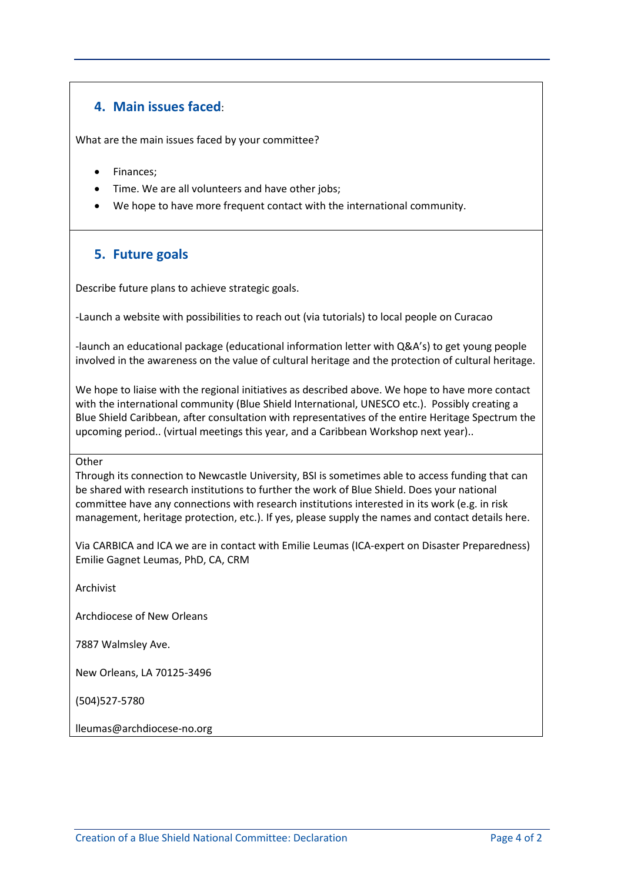## 4. Main issues faced:

What are the main issues faced by your committee?

- Finances;
- Time. We are all volunteers and have other jobs;
- We hope to have more frequent contact with the international community.

## 5. Future goals

Describe future plans to achieve strategic goals.

-Launch a website with possibilities to reach out (via tutorials) to local people on Curacao

-launch an educational package (educational information letter with Q&A's) to get young people involved in the awareness on the value of cultural heritage and the protection of cultural heritage.

We hope to liaise with the regional initiatives as described above. We hope to have more contact with the international community (Blue Shield International, UNESCO etc.). Possibly creating a Blue Shield Caribbean, after consultation with representatives of the entire Heritage Spectrum the upcoming period.. (virtual meetings this year, and a Caribbean Workshop next year)..

Other

Through its connection to Newcastle University, BSI is sometimes able to access funding that can be shared with research institutions to further the work of Blue Shield. Does your national committee have any connections with research institutions interested in its work (e.g. in risk management, heritage protection, etc.). If yes, please supply the names and contact details here.

Via CARBICA and ICA we are in contact with Emilie Leumas (ICA-expert on Disaster Preparedness)
Emilie Gagnet Leumas, PhD, CA, CRM

Archivist

Archdiocese of New Orleans

7887 Walmsley Ave.

New Orleans, LA 70125-3496

(504)527-5780

lleumas@archdiocese-no.org